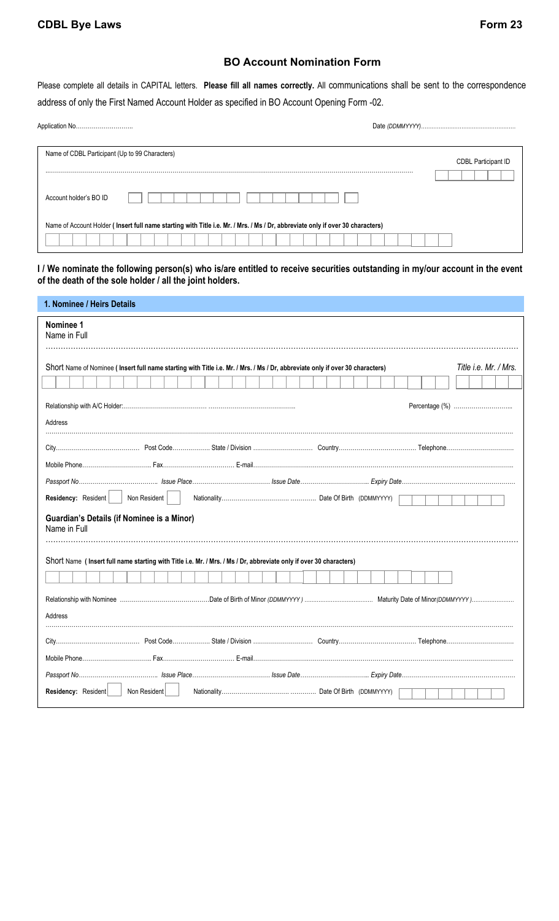**CDBL Bye Laws** **Form 23**

## BO Account Nomination Form

Please complete all details in CAPITAL letters. **Please fill all names correctly.** All communications shall be sent to the correspondence address of only the First Named Account Holder as specified in BO Account Opening Form -02.

Application No……………………….. Date *(DDMMYYYY)*……………………………………………

Name of CDBL Participant (Up to 99 Characters) ……………………………………………………………………… CDBL Participant ID

Account holder's BO ID

Name of Account Holder **( Insert full name starting with Title i.e. Mr. / Mrs. / Ms / Dr, abbreviate only if over 30 characters)**

**I / We nominate the following person(s) who is/are entitled to receive securities outstanding in my/our account in the event of the death of the sole holder / all the joint holders.**

### 1. Nominee / Heirs Details

**Nominee 1**
Name in Full
………………………………………………………………………………………………………………………………………………

Short Name of Nominee **( Insert full name starting with Title i.e. Mr. / Mrs. / Ms / Dr, abbreviate only if over 30 characters)** *Title i.e. Mr. / Mrs.*

Relationship with A/C Holder:……………………………………… ……………………………………… Percentage (%) ………………………..

Address
………………………………………………………………………………………………………………………………………………

City…………………………………… Post Code………………. State / Division ………………………… Country………………………………… Telephone……………………………

Mobile Phone……………………………. Fax……………………………… E-mail……………………………………………………………………………………………

*Passport No…………………………………. Issue Place………………………………… Issue Date……………………………… Expiry Date……………………………………………*

**Residency:** Resident ☐ Non Resident ☐ Nationality……………………………… ………… Date Of Birth (DDMMYYYY)

**Guardian's Details (if Nominee is a Minor)**
Name in Full
………………………………………………………………………………………………………………………………………………

Short Name **( Insert full name starting with Title i.e. Mr. / Mrs. / Ms / Dr, abbreviate only if over 30 characters)**

Relationship with Nominee ………………………………………Date of Birth of Minor *(DDMMYYYY )* ………………………………… Maturity Date of Minor*(DDMMYYYY )*……………………

Address
………………………………………………………………………………………………………………………………………………

City…………………………………… Post Code………………. State / Division ………………………… Country………………………………… Telephone……………………………

Mobile Phone……………………………. Fax……………………………… E-mail……………………………………………………………………………………………

*Passport No…………………………………. Issue Place………………………………… Issue Date……………………………… Expiry Date……………………………………………*

**Residency:** Resident ☐ Non Resident ☐ Nationality……………………………… ………… Date Of Birth (DDMMYYYY)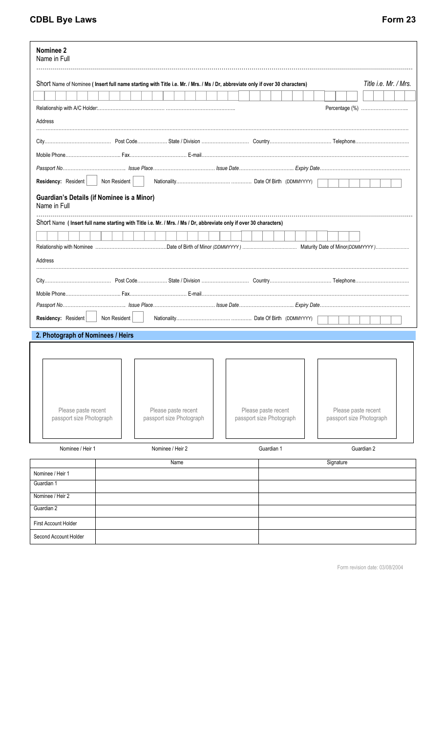**Nominee 2**

Name in Full

……………………………………………………………………………………………………………………………………………………………

Short Name of Nominee **( Insert full name starting with Title i.e. Mr. / Mrs. / Ms / Dr, abbreviate only if over 30 characters)** *Title i.e. Mr. / Mrs.*

Relationship with A/C Holder:……………………………………… ……………………………………… Percentage (%) …………………………

Address

……………………………………………………………………………………………………………………………………………………………

City…………………………………… Post Code……………… State / Division ………………………… Country………………………………… Telephone……………………………

Mobile Phone……………………………… Fax……………………………… E-mail……………………………………………………………………………………………

*Passport No*………………………………… *Issue Place*………………………………… *Issue Date*…………………………… *Expiry Date*……………………………………………

**Residency:** Resident ☐ Non Resident ☐ Nationality…………………………… ………… Date Of Birth (DDMMYYYY)

**Guardian's Details (if Nominee is a Minor)**

Name in Full

……………………………………………………………………………………………………………………………………………………………

Short Name **( Insert full name starting with Title i.e. Mr. / Mrs. / Ms / Dr, abbreviate only if over 30 characters)**

Relationship with Nominee ………………………………………Date of Birth of Minor *(DDMMYYYY )* ………………………… Maturity Date of Minor*(DDMMYYYY )*……………………

Address

……………………………………………………………………………………………………………………………………………………………

City…………………………………… Post Code……………… State / Division ………………………… Country………………………………… Telephone……………………………

Mobile Phone……………………………… Fax……………………………… E-mail……………………………………………………………………………………………

*Passport No*………………………………… *Issue Place*………………………………… *Issue Date*…………………………… *Expiry Date*……………………………………………

**Residency:** Resident ☐ Non Resident ☐ Nationality…………………………… ………… Date Of Birth (DDMMYYYY)

## 2. Photograph of Nominees / Heirs

| Please paste recent passport size Photograph | Please paste recent passport size Photograph | Please paste recent passport size Photograph | Please paste recent passport size Photograph |
|---|---|---|---|
| Nominee / Heir 1 | Nominee / Heir 2 | Guardian 1 | Guardian 2 |

| | Name | Signature |
|---|---|---|
| Nominee / Heir 1 | | |
| Guardian 1 | | |
| Nominee / Heir 2 | | |
| Guardian 2 | | |
| First Account Holder | | |
| Second Account Holder | | |

Form revision date: 03/08/2004